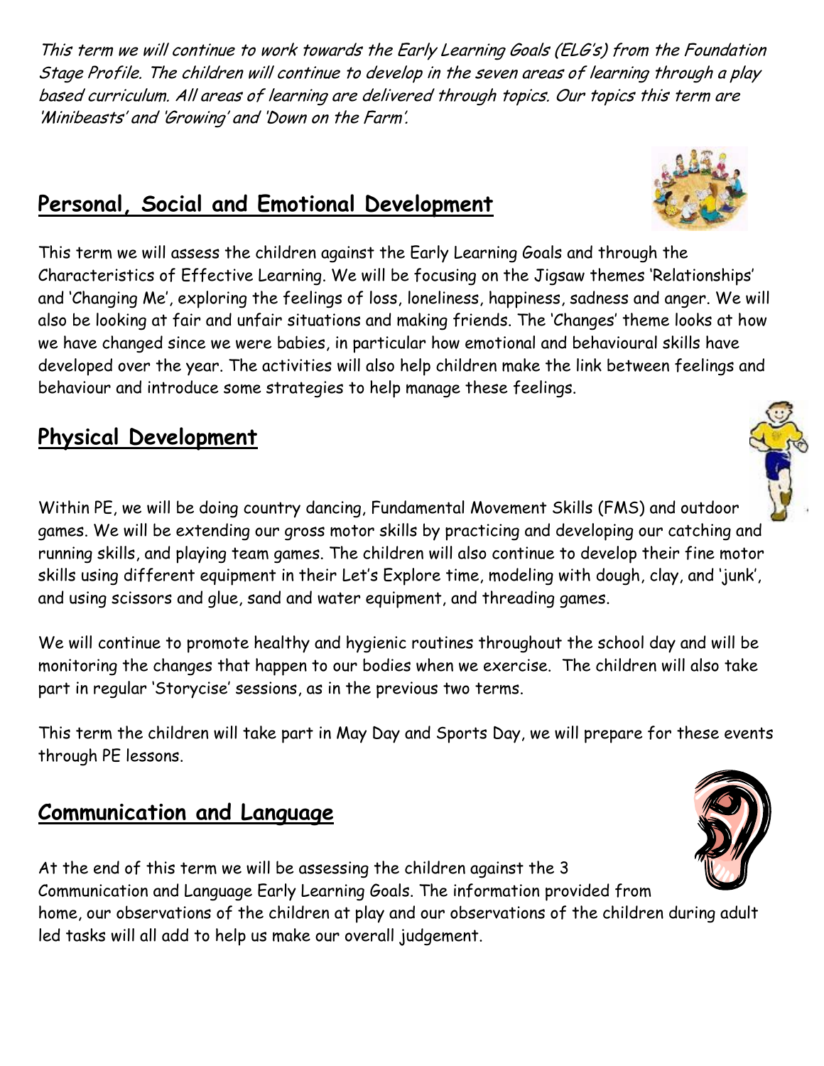*This term we will continue to work towards the Early Learning Goals (ELG's) from the Foundation Stage Profile. The children will continue to develop in the seven areas of learning through a play based curriculum. All areas of learning are delivered through topics. Our topics this term are 'Minibeasts' and 'Growing' and 'Down on the Farm'.*

## Personal, Social and Emotional Development

This term we will assess the children against the Early Learning Goals and through the Characteristics of Effective Learning. We will be focusing on the Jigsaw themes 'Relationships' and 'Changing Me', exploring the feelings of loss, loneliness, happiness, sadness and anger. We will also be looking at fair and unfair situations and making friends. The 'Changes' theme looks at how we have changed since we were babies, in particular how emotional and behavioural skills have developed over the year. The activities will also help children make the link between feelings and behaviour and introduce some strategies to help manage these feelings.

## Physical Development

Within PE, we will be doing country dancing, Fundamental Movement Skills (FMS) and outdoor games. We will be extending our gross motor skills by practicing and developing our catching and running skills, and playing team games. The children will also continue to develop their fine motor skills using different equipment in their Let's Explore time, modeling with dough, clay, and 'junk', and using scissors and glue, sand and water equipment, and threading games.

We will continue to promote healthy and hygienic routines throughout the school day and will be monitoring the changes that happen to our bodies when we exercise. The children will also take part in regular 'Storycise' sessions, as in the previous two terms.

This term the children will take part in May Day and Sports Day, we will prepare for these events through PE lessons.

## Communication and Language

At the end of this term we will be assessing the children against the 3 Communication and Language Early Learning Goals. The information provided from home, our observations of the children at play and our observations of the children during adult led tasks will all add to help us make our overall judgement.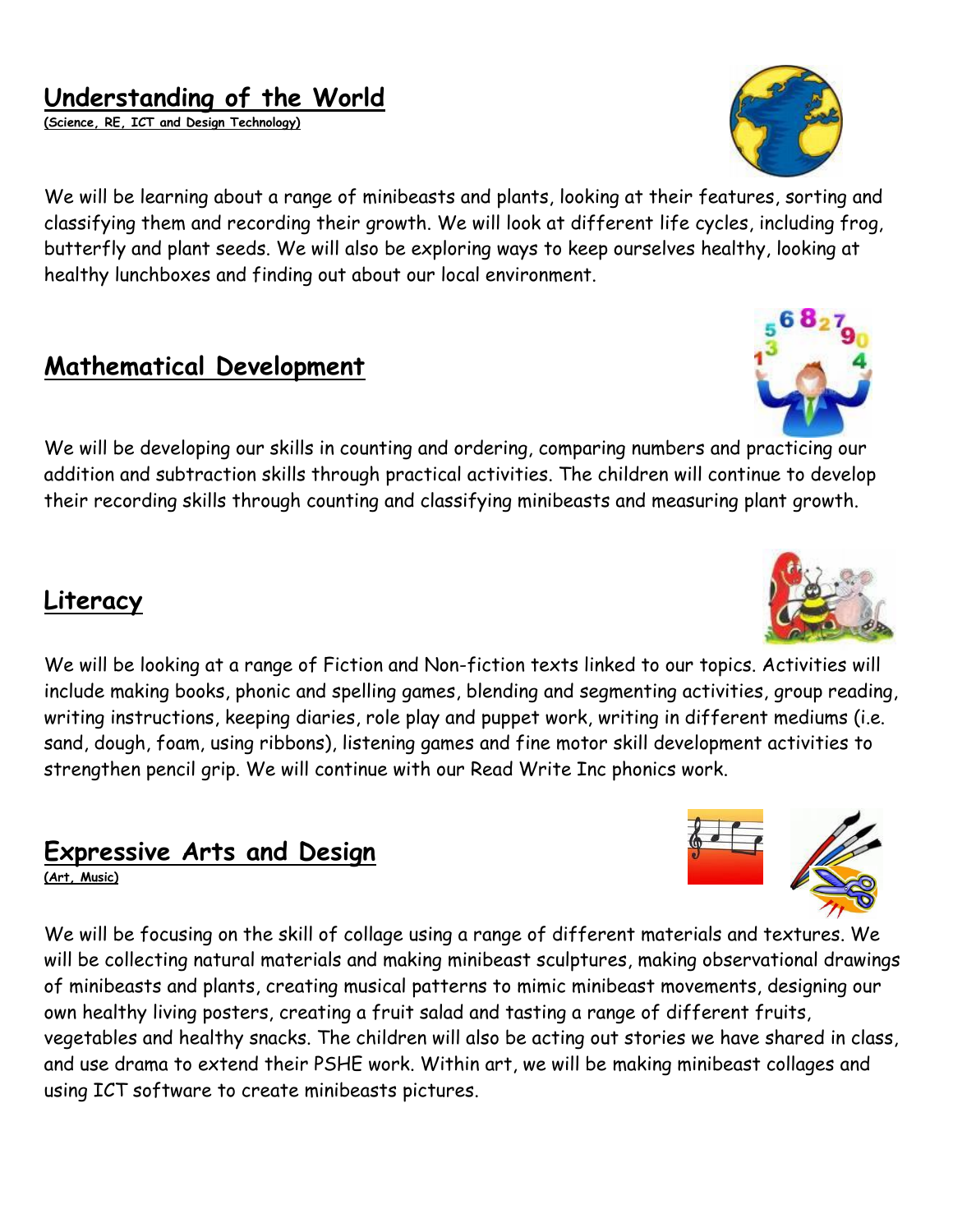## Understanding of the World

**(Science, RE, ICT and Design Technology)**

We will be learning about a range of minibeasts and plants, looking at their features, sorting and classifying them and recording their growth. We will look at different life cycles, including frog, butterfly and plant seeds. We will also be exploring ways to keep ourselves healthy, looking at healthy lunchboxes and finding out about our local environment.

## Mathematical Development

We will be developing our skills in counting and ordering, comparing numbers and practicing our addition and subtraction skills through practical activities. The children will continue to develop their recording skills through counting and classifying minibeasts and measuring plant growth.

## Literacy

We will be looking at a range of Fiction and Non-fiction texts linked to our topics. Activities will include making books, phonic and spelling games, blending and segmenting activities, group reading, writing instructions, keeping diaries, role play and puppet work, writing in different mediums (i.e. sand, dough, foam, using ribbons), listening games and fine motor skill development activities to strengthen pencil grip. We will continue with our Read Write Inc phonics work.

## Expressive Arts and Design

**(Art, Music)**

We will be focusing on the skill of collage using a range of different materials and textures. We will be collecting natural materials and making minibeast sculptures, making observational drawings of minibeasts and plants, creating musical patterns to mimic minibeast movements, designing our own healthy living posters, creating a fruit salad and tasting a range of different fruits, vegetables and healthy snacks. The children will also be acting out stories we have shared in class, and use drama to extend their PSHE work. Within art, we will be making minibeast collages and using ICT software to create minibeasts pictures.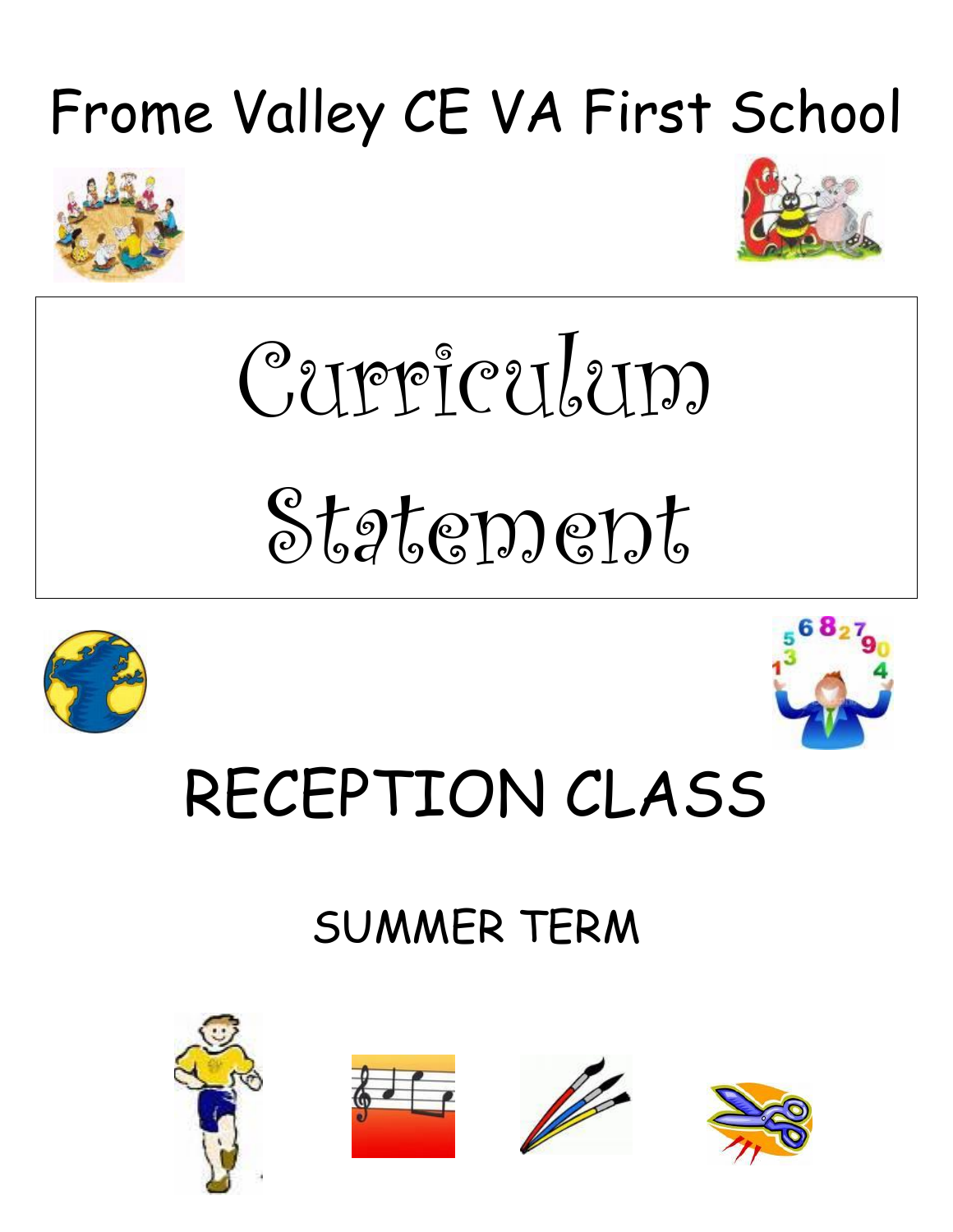# Frome Valley CE VA First School

# Curriculum Statement

## RECEPTION CLASS

### SUMMER TERM